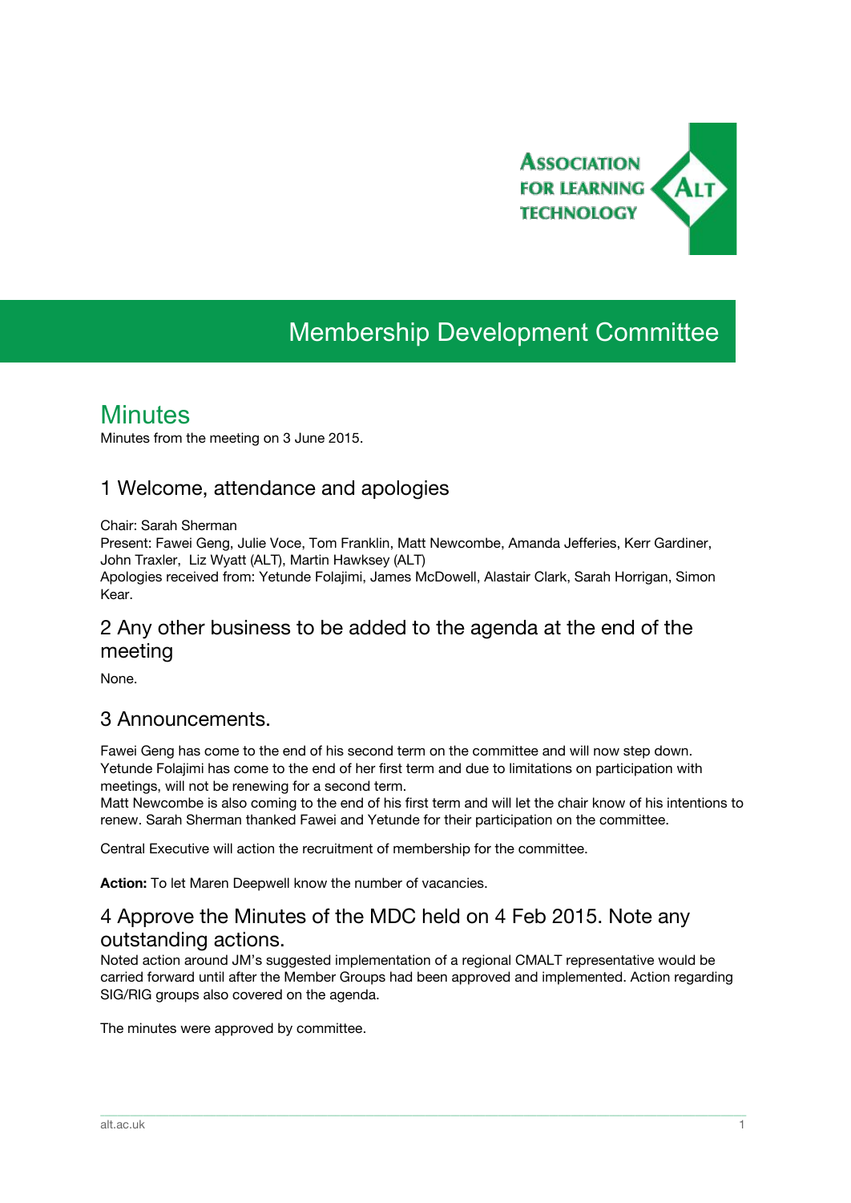Association for Learning Technology

# Membership Development Committee

## Minutes

Minutes from the meeting on 3 June 2015.

### 1 Welcome, attendance and apologies

Chair: Sarah Sherman
Present: Fawei Geng, Julie Voce, Tom Franklin, Matt Newcombe, Amanda Jefferies, Kerr Gardiner, John Traxler, Liz Wyatt (ALT), Martin Hawksey (ALT)
Apologies received from: Yetunde Folajimi, James McDowell, Alastair Clark, Sarah Horrigan, Simon Kear.

### 2 Any other business to be added to the agenda at the end of the meeting

None.

### 3 Announcements.

Fawei Geng has come to the end of his second term on the committee and will now step down. Yetunde Folajimi has come to the end of her first term and due to limitations on participation with meetings, will not be renewing for a second term.
Matt Newcombe is also coming to the end of his first term and will let the chair know of his intentions to renew. Sarah Sherman thanked Fawei and Yetunde for their participation on the committee.

Central Executive will action the recruitment of membership for the committee.

**Action:** To let Maren Deepwell know the number of vacancies.

### 4 Approve the Minutes of the MDC held on 4 Feb 2015. Note any outstanding actions.

Noted action around JM's suggested implementation of a regional CMALT representative would be carried forward until after the Member Groups had been approved and implemented. Action regarding SIG/RIG groups also covered on the agenda.

The minutes were approved by committee.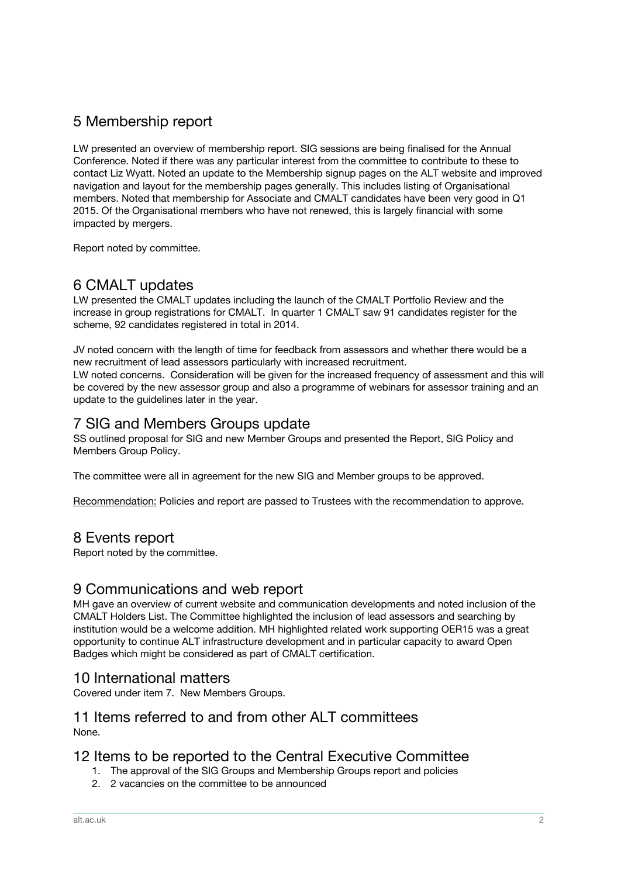## 5 Membership report

LW presented an overview of membership report. SIG sessions are being finalised for the Annual Conference. Noted if there was any particular interest from the committee to contribute to these to contact Liz Wyatt. Noted an update to the Membership signup pages on the ALT website and improved navigation and layout for the membership pages generally. This includes listing of Organisational members. Noted that membership for Associate and CMALT candidates have been very good in Q1 2015. Of the Organisational members who have not renewed, this is largely financial with some impacted by mergers.

Report noted by committee.

## 6 CMALT updates

LW presented the CMALT updates including the launch of the CMALT Portfolio Review and the increase in group registrations for CMALT. In quarter 1 CMALT saw 91 candidates register for the scheme, 92 candidates registered in total in 2014.

JV noted concern with the length of time for feedback from assessors and whether there would be a new recruitment of lead assessors particularly with increased recruitment.
LW noted concerns. Consideration will be given for the increased frequency of assessment and this will be covered by the new assessor group and also a programme of webinars for assessor training and an update to the guidelines later in the year.

## 7 SIG and Members Groups update

SS outlined proposal for SIG and new Member Groups and presented the Report, SIG Policy and Members Group Policy.

The committee were all in agreement for the new SIG and Member groups to be approved.

Recommendation: Policies and report are passed to Trustees with the recommendation to approve.

## 8 Events report

Report noted by the committee.

## 9 Communications and web report

MH gave an overview of current website and communication developments and noted inclusion of the CMALT Holders List. The Committee highlighted the inclusion of lead assessors and searching by institution would be a welcome addition. MH highlighted related work supporting OER15 was a great opportunity to continue ALT infrastructure development and in particular capacity to award Open Badges which might be considered as part of CMALT certification.

## 10 International matters

Covered under item 7. New Members Groups.

## 11 Items referred to and from other ALT committees

None.

## 12 Items to be reported to the Central Executive Committee

1. The approval of the SIG Groups and Membership Groups report and policies
2. 2 vacancies on the committee to be announced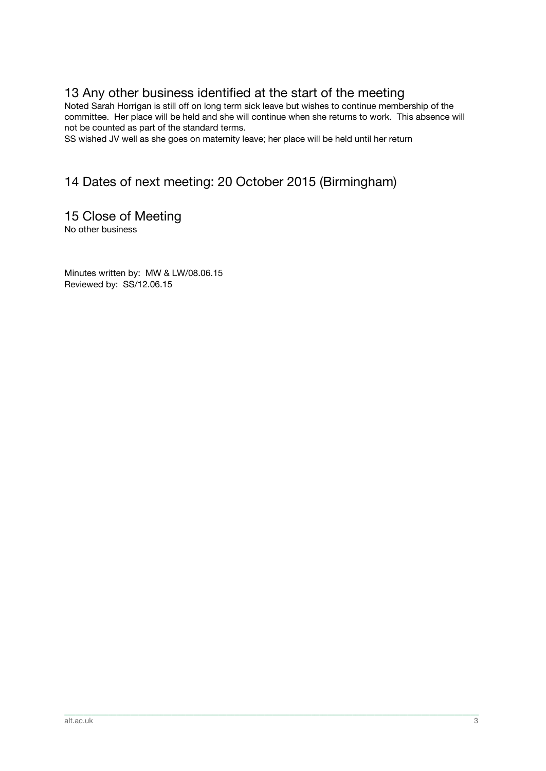## 13 Any other business identified at the start of the meeting

Noted Sarah Horrigan is still off on long term sick leave but wishes to continue membership of the committee. Her place will be held and she will continue when she returns to work. This absence will not be counted as part of the standard terms.

SS wished JV well as she goes on maternity leave; her place will be held until her return

## 14 Dates of next meeting: 20 October 2015 (Birmingham)

## 15 Close of Meeting

No other business

Minutes written by: MW & LW/08.06.15

Reviewed by: SS/12.06.15